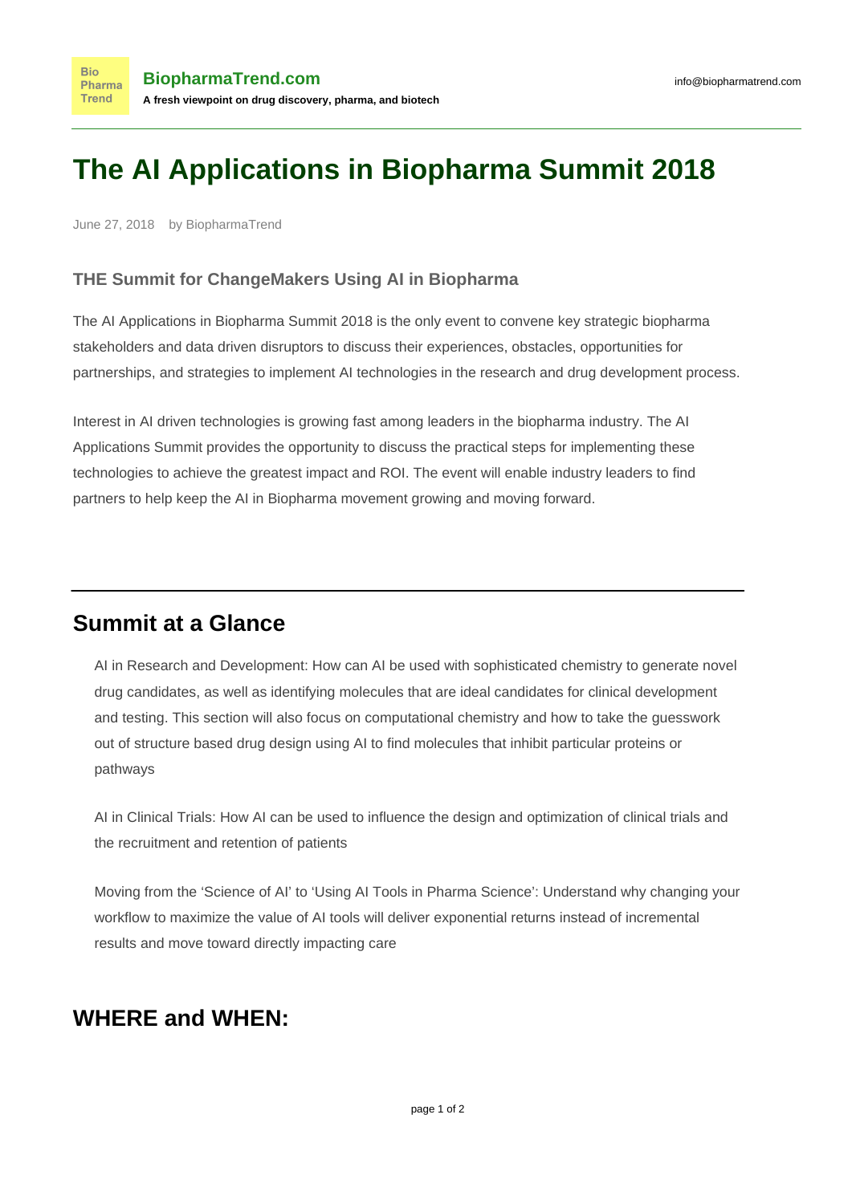# The AI Applications in Biopharma Summit 2018

June 27, 2018 by BiopharmaTrend

### THE Summit for ChangeMakers Using AI in Biopharma

The AI Applications in Biopharma Summit 2018 is the only event to convene key strategic biopharma stakeholders and data driven disruptors to discuss their experiences, obstacles, opportunities for partnerships, and strategies to implement AI technologies in the research and drug development process.

Interest in AI driven technologies is growing fast among leaders in the biopharma industry. The AI Applications Summit provides the opportunity to discuss the practical steps for implementing these technologies to achieve the greatest impact and ROI. The event will enable industry leaders to find partners to help keep the AI in Biopharma movement growing and moving forward.

---

## Summit at a Glance

AI in Research and Development: How can AI be used with sophisticated chemistry to generate novel drug candidates, as well as identifying molecules that are ideal candidates for clinical development and testing. This section will also focus on computational chemistry and how to take the guesswork out of structure based drug design using AI to find molecules that inhibit particular proteins or pathways

AI in Clinical Trials: How AI can be used to influence the design and optimization of clinical trials and the recruitment and retention of patients

Moving from the 'Science of AI' to 'Using AI Tools in Pharma Science': Understand why changing your workflow to maximize the value of AI tools will deliver exponential returns instead of incremental results and move toward directly impacting care

## WHERE and WHEN: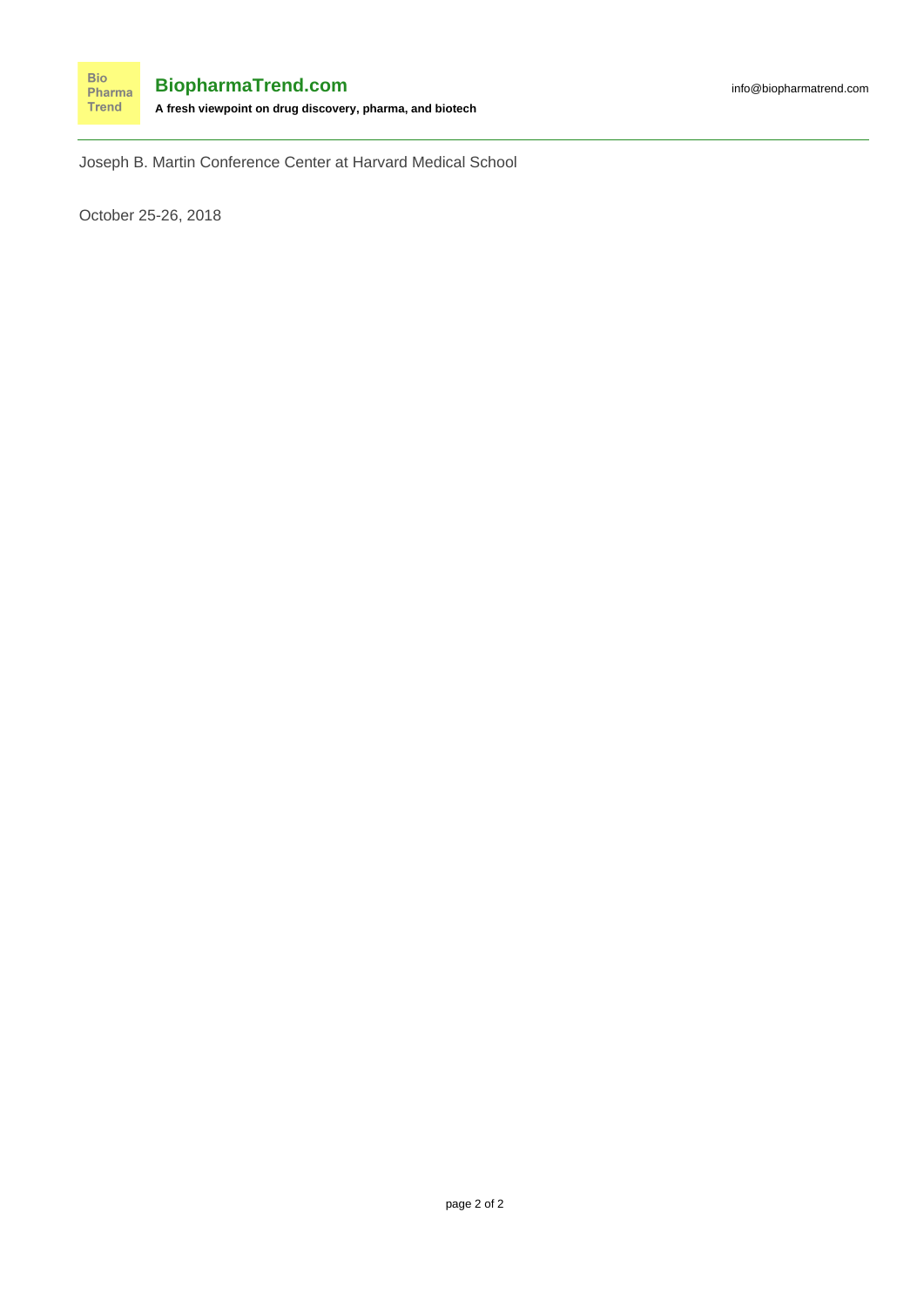Joseph B. Martin Conference Center at Harvard Medical School

October 25-26, 2018